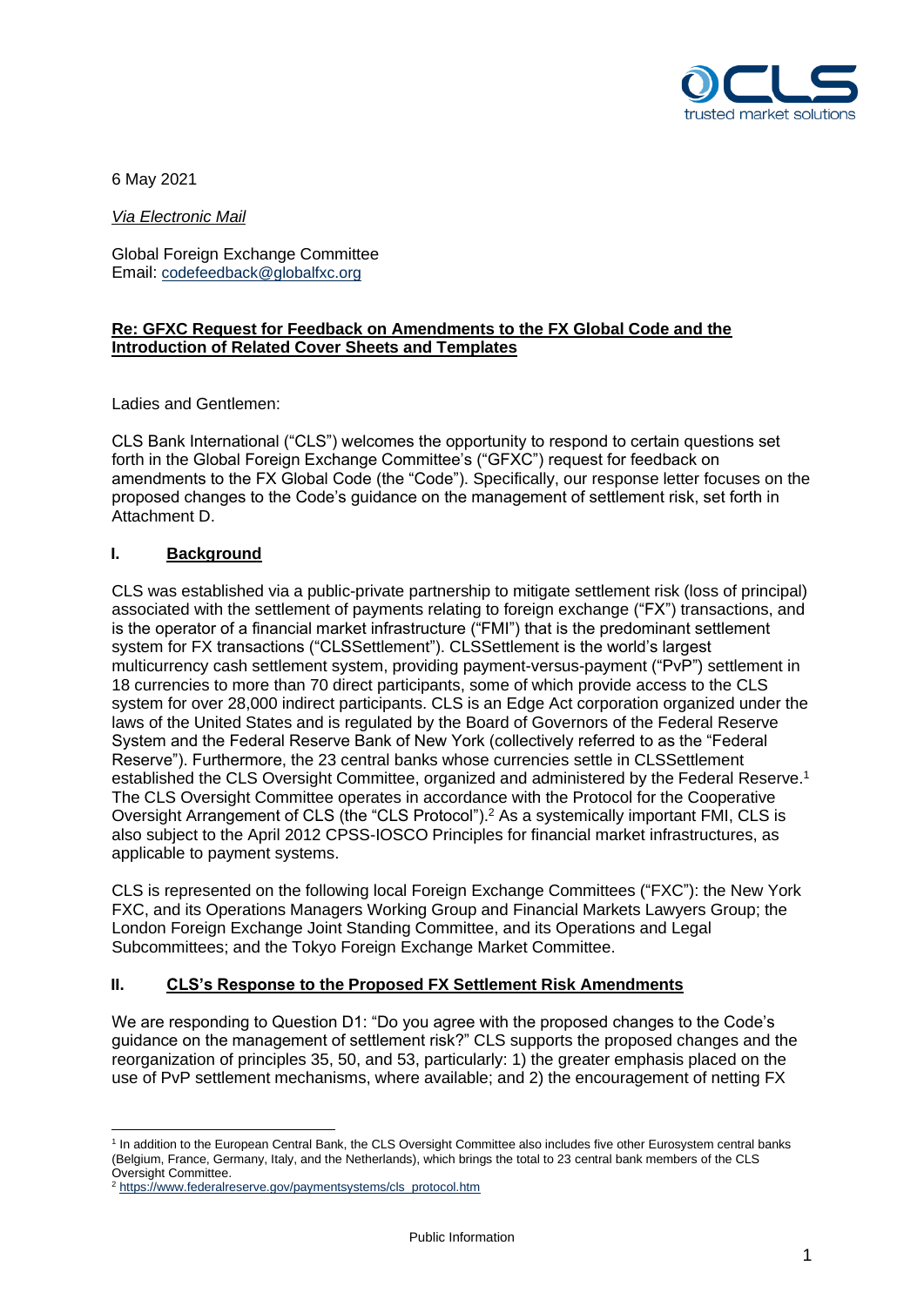6 May 2021

*Via Electronic Mail*

Global Foreign Exchange Committee
Email: codefeedback@globalfxc.org

**Re: GFXC Request for Feedback on Amendments to the FX Global Code and the Introduction of Related Cover Sheets and Templates**

Ladies and Gentlemen:

CLS Bank International ("CLS") welcomes the opportunity to respond to certain questions set forth in the Global Foreign Exchange Committee's ("GFXC") request for feedback on amendments to the FX Global Code (the "Code"). Specifically, our response letter focuses on the proposed changes to the Code's guidance on the management of settlement risk, set forth in Attachment D.

## I. Background

CLS was established via a public-private partnership to mitigate settlement risk (loss of principal) associated with the settlement of payments relating to foreign exchange ("FX") transactions, and is the operator of a financial market infrastructure ("FMI") that is the predominant settlement system for FX transactions ("CLSSettlement"). CLSSettlement is the world's largest multicurrency cash settlement system, providing payment-versus-payment ("PvP") settlement in 18 currencies to more than 70 direct participants, some of which provide access to the CLS system for over 28,000 indirect participants. CLS is an Edge Act corporation organized under the laws of the United States and is regulated by the Board of Governors of the Federal Reserve System and the Federal Reserve Bank of New York (collectively referred to as the "Federal Reserve"). Furthermore, the 23 central banks whose currencies settle in CLSSettlement established the CLS Oversight Committee, organized and administered by the Federal Reserve.[1] The CLS Oversight Committee operates in accordance with the Protocol for the Cooperative Oversight Arrangement of CLS (the "CLS Protocol").[2] As a systemically important FMI, CLS is also subject to the April 2012 CPSS-IOSCO Principles for financial market infrastructures, as applicable to payment systems.

CLS is represented on the following local Foreign Exchange Committees ("FXC"): the New York FXC, and its Operations Managers Working Group and Financial Markets Lawyers Group; the London Foreign Exchange Joint Standing Committee, and its Operations and Legal Subcommittees; and the Tokyo Foreign Exchange Market Committee.

## II. CLS's Response to the Proposed FX Settlement Risk Amendments

We are responding to Question D1: "Do you agree with the proposed changes to the Code's guidance on the management of settlement risk?" CLS supports the proposed changes and the reorganization of principles 35, 50, and 53, particularly: 1) the greater emphasis placed on the use of PvP settlement mechanisms, where available; and 2) the encouragement of netting FX

---

[1] In addition to the European Central Bank, the CLS Oversight Committee also includes five other Eurosystem central banks (Belgium, France, Germany, Italy, and the Netherlands), which brings the total to 23 central bank members of the CLS Oversight Committee.

[2] https://www.federalreserve.gov/paymentsystems/cls_protocol.htm

Public Information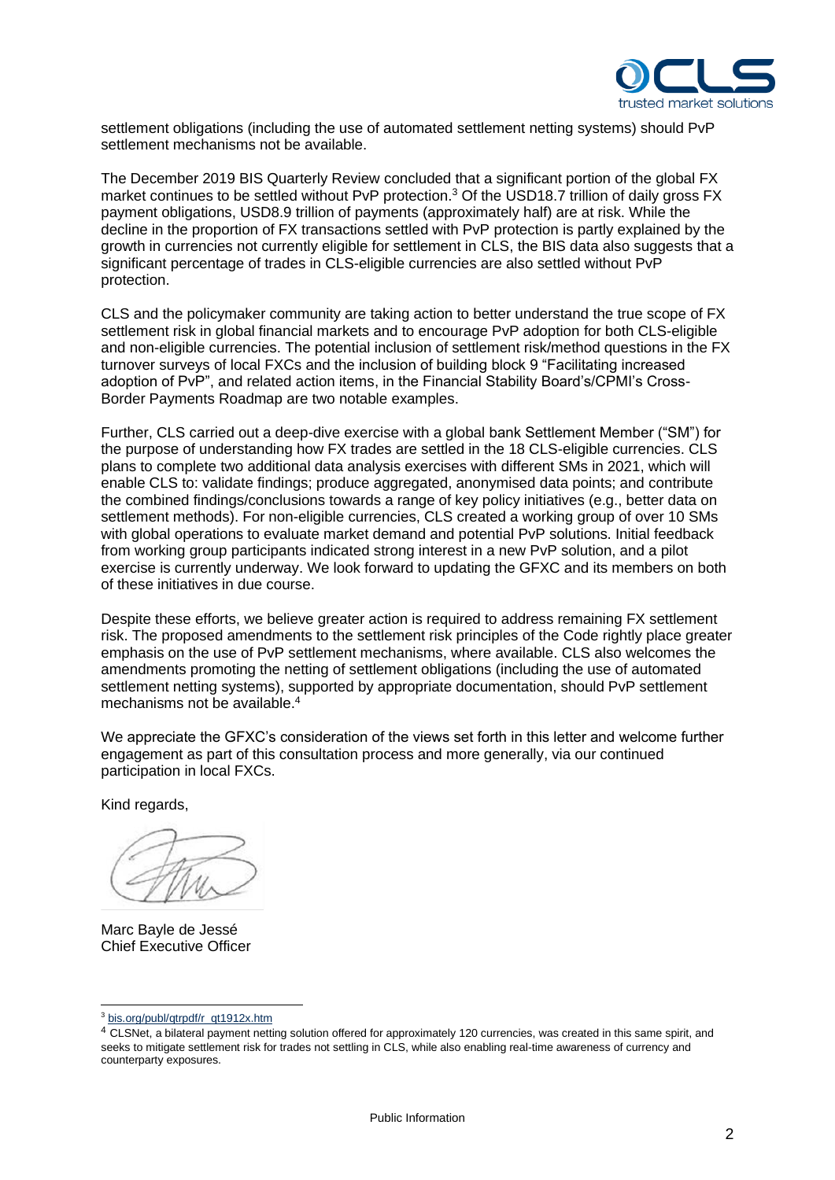settlement obligations (including the use of automated settlement netting systems) should PvP settlement mechanisms not be available.

The December 2019 BIS Quarterly Review concluded that a significant portion of the global FX market continues to be settled without PvP protection.[3] Of the USD18.7 trillion of daily gross FX payment obligations, USD8.9 trillion of payments (approximately half) are at risk. While the decline in the proportion of FX transactions settled with PvP protection is partly explained by the growth in currencies not currently eligible for settlement in CLS, the BIS data also suggests that a significant percentage of trades in CLS-eligible currencies are also settled without PvP protection.

CLS and the policymaker community are taking action to better understand the true scope of FX settlement risk in global financial markets and to encourage PvP adoption for both CLS-eligible and non-eligible currencies. The potential inclusion of settlement risk/method questions in the FX turnover surveys of local FXCs and the inclusion of building block 9 "Facilitating increased adoption of PvP", and related action items, in the Financial Stability Board's/CPMI's Cross-Border Payments Roadmap are two notable examples.

Further, CLS carried out a deep-dive exercise with a global bank Settlement Member ("SM") for the purpose of understanding how FX trades are settled in the 18 CLS-eligible currencies. CLS plans to complete two additional data analysis exercises with different SMs in 2021, which will enable CLS to: validate findings; produce aggregated, anonymised data points; and contribute the combined findings/conclusions towards a range of key policy initiatives (e.g., better data on settlement methods). For non-eligible currencies, CLS created a working group of over 10 SMs with global operations to evaluate market demand and potential PvP solutions. Initial feedback from working group participants indicated strong interest in a new PvP solution, and a pilot exercise is currently underway. We look forward to updating the GFXC and its members on both of these initiatives in due course.

Despite these efforts, we believe greater action is required to address remaining FX settlement risk. The proposed amendments to the settlement risk principles of the Code rightly place greater emphasis on the use of PvP settlement mechanisms, where available. CLS also welcomes the amendments promoting the netting of settlement obligations (including the use of automated settlement netting systems), supported by appropriate documentation, should PvP settlement mechanisms not be available.[4]

We appreciate the GFXC's consideration of the views set forth in this letter and welcome further engagement as part of this consultation process and more generally, via our continued participation in local FXCs.

Kind regards,

Marc Bayle de Jessé
Chief Executive Officer

---

[3] bis.org/publ/qtrpdf/r_qt1912x.htm

[4] CLSNet, a bilateral payment netting solution offered for approximately 120 currencies, was created in this same spirit, and seeks to mitigate settlement risk for trades not settling in CLS, while also enabling real-time awareness of currency and counterparty exposures.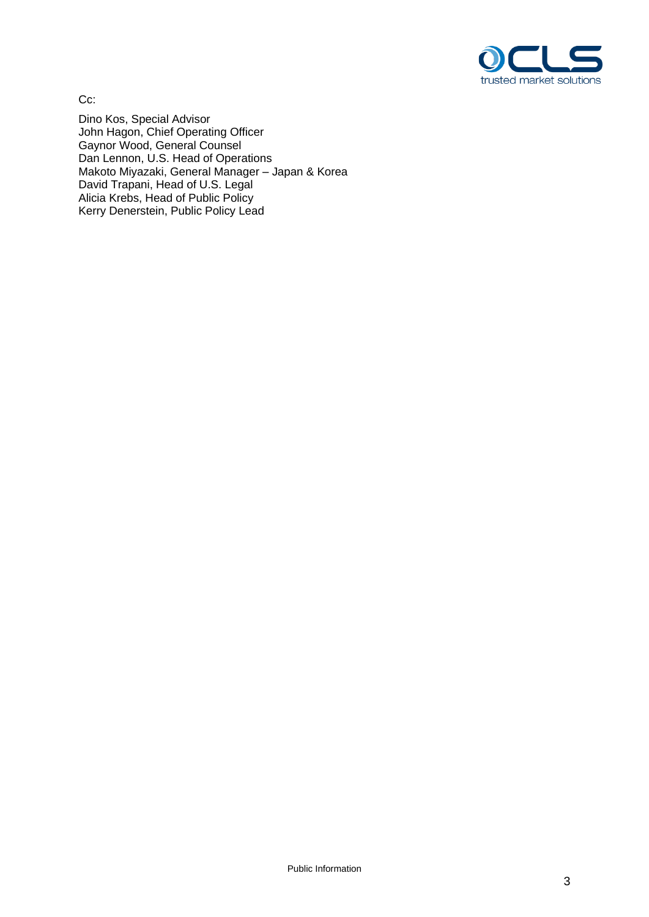Cc:

Dino Kos, Special Advisor
John Hagon, Chief Operating Officer
Gaynor Wood, General Counsel
Dan Lennon, U.S. Head of Operations
Makoto Miyazaki, General Manager – Japan & Korea
David Trapani, Head of U.S. Legal
Alicia Krebs, Head of Public Policy
Kerry Denerstein, Public Policy Lead